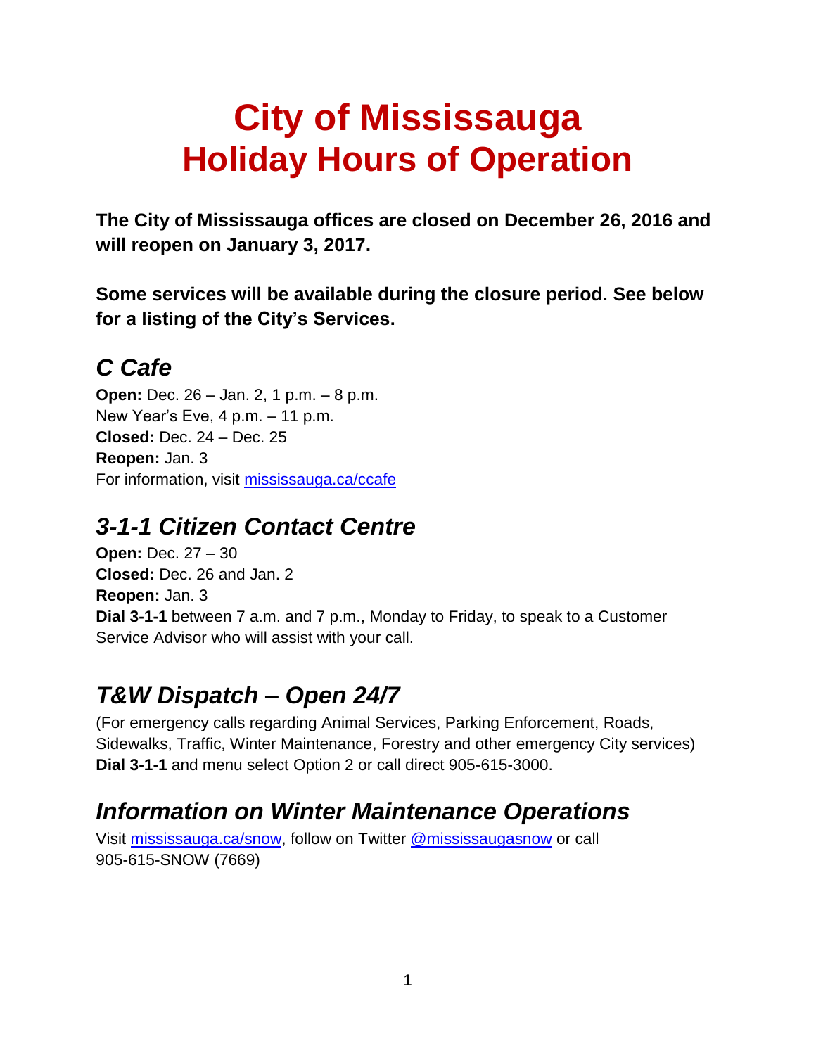# City of Mississauga
# Holiday Hours of Operation

**The City of Mississauga offices are closed on December 26, 2016 and will reopen on January 3, 2017.**

**Some services will be available during the closure period. See below for a listing of the City's Services.**

## *C Cafe*

**Open:** Dec. 26 – Jan. 2, 1 p.m. – 8 p.m.
New Year's Eve, 4 p.m. – 11 p.m.
**Closed:** Dec. 24 – Dec. 25
**Reopen:** Jan. 3
For information, visit [mississauga.ca/ccafe](mississauga.ca/ccafe)

## *3-1-1 Citizen Contact Centre*

**Open:** Dec. 27 – 30
**Closed:** Dec. 26 and Jan. 2
**Reopen:** Jan. 3
**Dial 3-1-1** between 7 a.m. and 7 p.m., Monday to Friday, to speak to a Customer Service Advisor who will assist with your call.

## *T&W Dispatch – Open 24/7*

(For emergency calls regarding Animal Services, Parking Enforcement, Roads, Sidewalks, Traffic, Winter Maintenance, Forestry and other emergency City services)
**Dial 3-1-1** and menu select Option 2 or call direct 905-615-3000.

## *Information on Winter Maintenance Operations*

Visit [mississauga.ca/snow](mississauga.ca/snow), follow on Twitter [@mississaugasnow](@mississaugasnow) or call 905-615-SNOW (7669)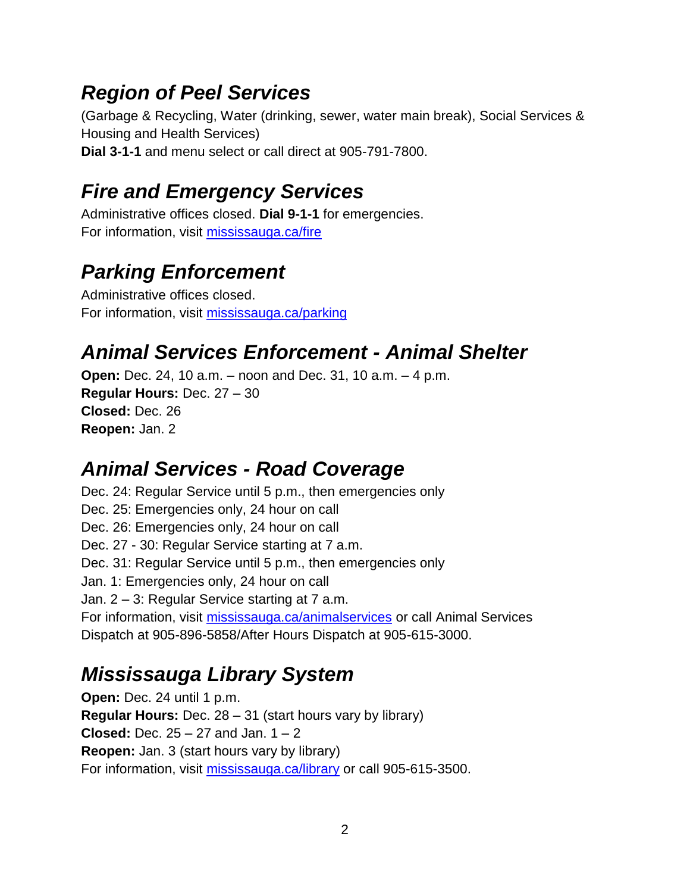## *Region of Peel Services*

(Garbage & Recycling, Water (drinking, sewer, water main break), Social Services & Housing and Health Services)
**Dial 3-1-1** and menu select or call direct at 905-791-7800.

## *Fire and Emergency Services*

Administrative offices closed. **Dial 9-1-1** for emergencies.
For information, visit [mississauga.ca/fire](mississauga.ca/fire)

## *Parking Enforcement*

Administrative offices closed.
For information, visit [mississauga.ca/parking](mississauga.ca/parking)

## *Animal Services Enforcement - Animal Shelter*

**Open:** Dec. 24, 10 a.m. – noon and Dec. 31, 10 a.m. – 4 p.m.
**Regular Hours:** Dec. 27 – 30
**Closed:** Dec. 26
**Reopen:** Jan. 2

## *Animal Services - Road Coverage*

Dec. 24: Regular Service until 5 p.m., then emergencies only
Dec. 25: Emergencies only, 24 hour on call
Dec. 26: Emergencies only, 24 hour on call
Dec. 27 - 30: Regular Service starting at 7 a.m.
Dec. 31: Regular Service until 5 p.m., then emergencies only
Jan. 1: Emergencies only, 24 hour on call
Jan. 2 – 3: Regular Service starting at 7 a.m.
For information, visit [mississauga.ca/animalservices](mississauga.ca/animalservices) or call Animal Services Dispatch at 905-896-5858/After Hours Dispatch at 905-615-3000.

## *Mississauga Library System*

**Open:** Dec. 24 until 1 p.m.
**Regular Hours:** Dec. 28 – 31 (start hours vary by library)
**Closed:** Dec. 25 – 27 and Jan. 1 – 2
**Reopen:** Jan. 3 (start hours vary by library)
For information, visit [mississauga.ca/library](mississauga.ca/library) or call 905-615-3500.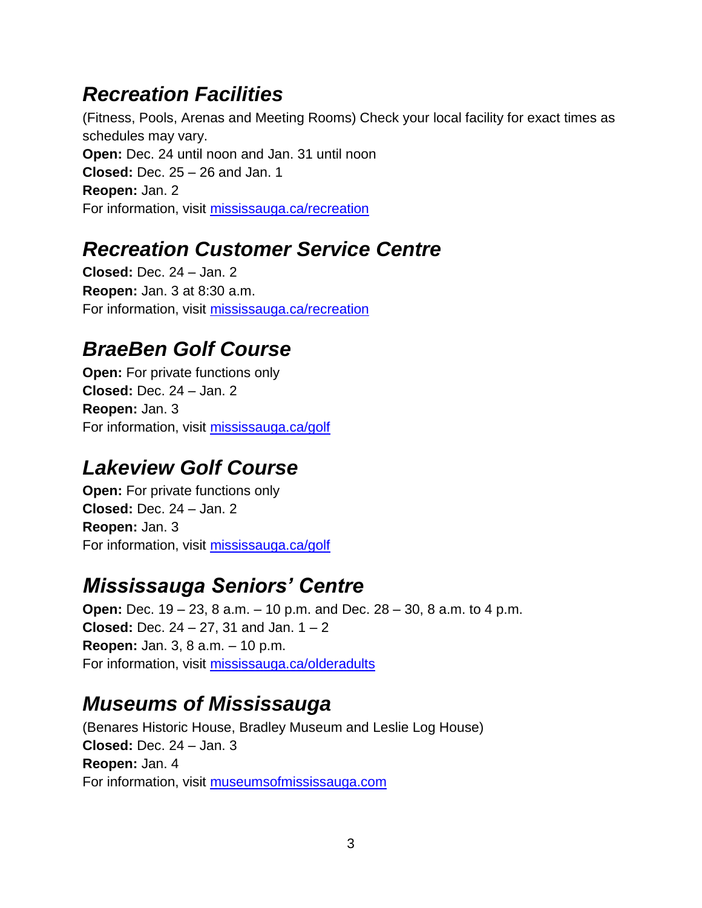## *Recreation Facilities*

(Fitness, Pools, Arenas and Meeting Rooms) Check your local facility for exact times as schedules may vary.
**Open:** Dec. 24 until noon and Jan. 31 until noon
**Closed:** Dec. 25 – 26 and Jan. 1
**Reopen:** Jan. 2
For information, visit [mississauga.ca/recreation](mississauga.ca/recreation)

## *Recreation Customer Service Centre*

**Closed:** Dec. 24 – Jan. 2
**Reopen:** Jan. 3 at 8:30 a.m.
For information, visit [mississauga.ca/recreation](mississauga.ca/recreation)

## *BraeBen Golf Course*

**Open:** For private functions only
**Closed:** Dec. 24 – Jan. 2
**Reopen:** Jan. 3
For information, visit [mississauga.ca/golf](mississauga.ca/golf)

## *Lakeview Golf Course*

**Open:** For private functions only
**Closed:** Dec. 24 – Jan. 2
**Reopen:** Jan. 3
For information, visit [mississauga.ca/golf](mississauga.ca/golf)

## *Mississauga Seniors' Centre*

**Open:** Dec. 19 – 23, 8 a.m. – 10 p.m. and Dec. 28 – 30, 8 a.m. to 4 p.m.
**Closed:** Dec. 24 – 27, 31 and Jan. 1 – 2
**Reopen:** Jan. 3, 8 a.m. – 10 p.m.
For information, visit [mississauga.ca/olderadults](mississauga.ca/olderadults)

## *Museums of Mississauga*

(Benares Historic House, Bradley Museum and Leslie Log House)
**Closed:** Dec. 24 – Jan. 3
**Reopen:** Jan. 4
For information, visit [museumsofmississauga.com](museumsofmississauga.com)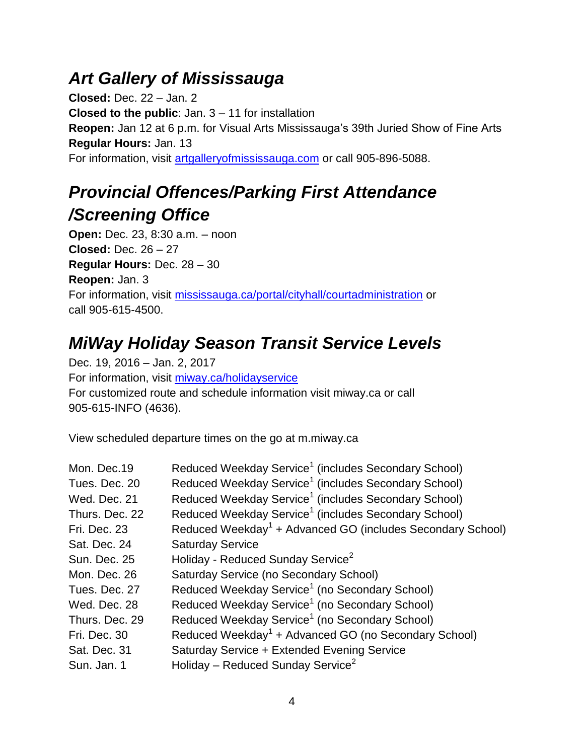## *Art Gallery of Mississauga*

**Closed:** Dec. 22 – Jan. 2
**Closed to the public**: Jan. 3 – 11 for installation
**Reopen:** Jan 12 at 6 p.m. for Visual Arts Mississauga's 39th Juried Show of Fine Arts
**Regular Hours:** Jan. 13
For information, visit artgalleryofmississauga.com or call 905-896-5088.

## *Provincial Offences/Parking First Attendance /Screening Office*

**Open:** Dec. 23, 8:30 a.m. – noon
**Closed:** Dec. 26 – 27
**Regular Hours:** Dec. 28 – 30
**Reopen:** Jan. 3
For information, visit mississauga.ca/portal/cityhall/courtadministration or call 905-615-4500.

## *MiWay Holiday Season Transit Service Levels*

Dec. 19, 2016 – Jan. 2, 2017
For information, visit miway.ca/holidayservice
For customized route and schedule information visit miway.ca or call 905-615-INFO (4636).

View scheduled departure times on the go at m.miway.ca

| | |
|---|---|
| Mon. Dec.19 | Reduced Weekday Service[1] (includes Secondary School) |
| Tues. Dec. 20 | Reduced Weekday Service[1] (includes Secondary School) |
| Wed. Dec. 21 | Reduced Weekday Service[1] (includes Secondary School) |
| Thurs. Dec. 22 | Reduced Weekday Service[1] (includes Secondary School) |
| Fri. Dec. 23 | Reduced Weekday[1] + Advanced GO (includes Secondary School) |
| Sat. Dec. 24 | Saturday Service |
| Sun. Dec. 25 | Holiday - Reduced Sunday Service[2] |
| Mon. Dec. 26 | Saturday Service (no Secondary School) |
| Tues. Dec. 27 | Reduced Weekday Service[1] (no Secondary School) |
| Wed. Dec. 28 | Reduced Weekday Service[1] (no Secondary School) |
| Thurs. Dec. 29 | Reduced Weekday Service[1] (no Secondary School) |
| Fri. Dec. 30 | Reduced Weekday[1] + Advanced GO (no Secondary School) |
| Sat. Dec. 31 | Saturday Service + Extended Evening Service |
| Sun. Jan. 1 | Holiday – Reduced Sunday Service[2] |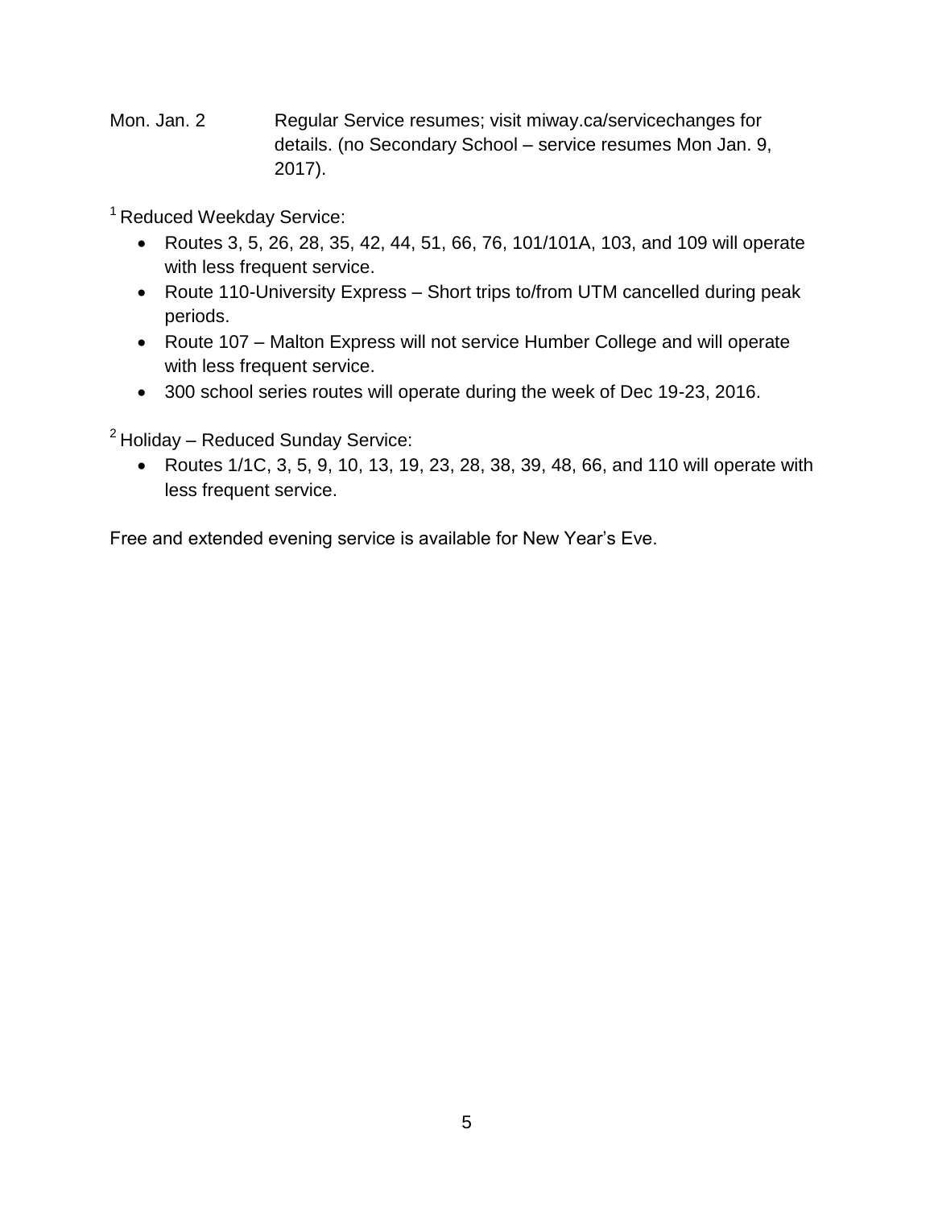| | |
|---|---|
| Mon. Jan. 2 | Regular Service resumes; visit miway.ca/servicechanges for details. (no Secondary School – service resumes Mon Jan. 9, 2017). |

[1] Reduced Weekday Service:

- Routes 3, 5, 26, 28, 35, 42, 44, 51, 66, 76, 101/101A, 103, and 109 will operate with less frequent service.
- Route 110-University Express – Short trips to/from UTM cancelled during peak periods.
- Route 107 – Malton Express will not service Humber College and will operate with less frequent service.
- 300 school series routes will operate during the week of Dec 19-23, 2016.

[2] Holiday – Reduced Sunday Service:

- Routes 1/1C, 3, 5, 9, 10, 13, 19, 23, 28, 38, 39, 48, 66, and 110 will operate with less frequent service.

Free and extended evening service is available for New Year's Eve.